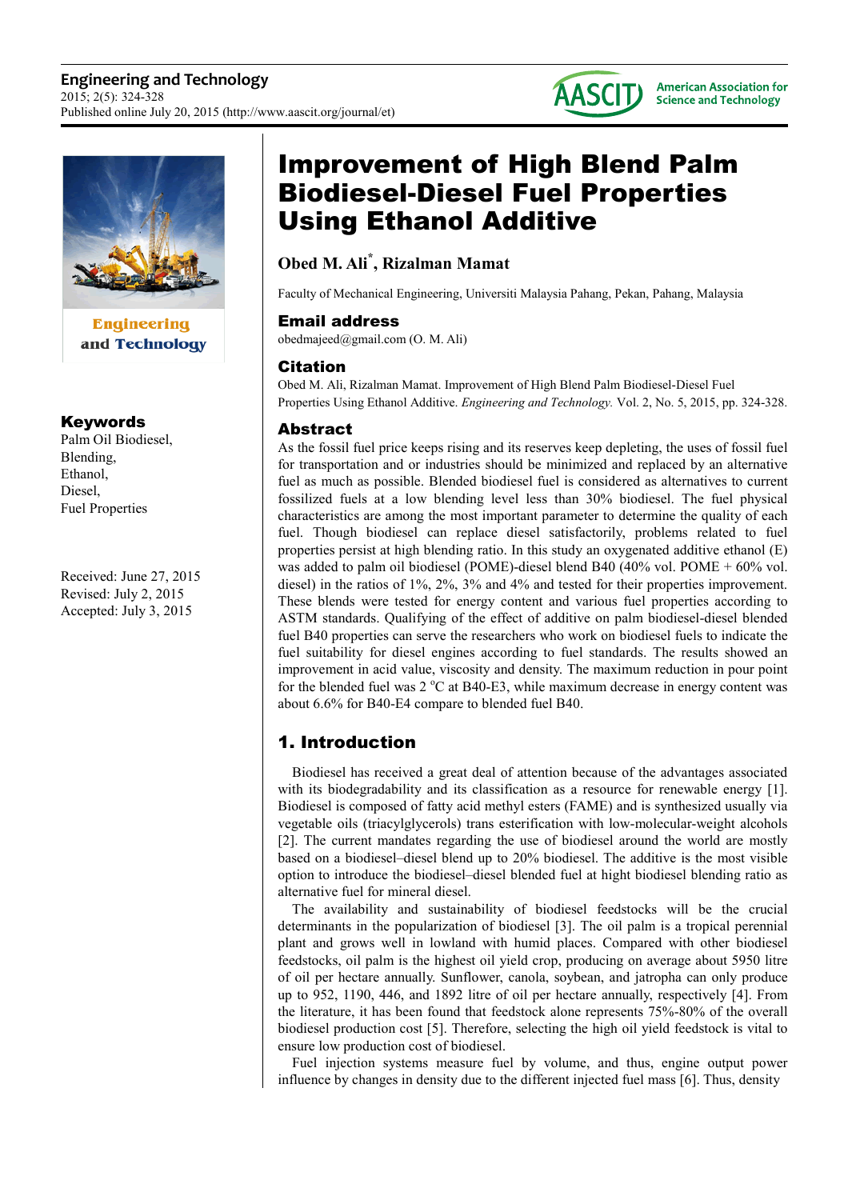# Improvement of High Blend Palm Biodiesel-Diesel Fuel Properties Using Ethanol Additive

**Obed M. Ali*, Rizalman Mamat**

Faculty of Mechanical Engineering, Universiti Malaysia Pahang, Pekan, Pahang, Malaysia

### Email address

obedmajeed@gmail.com (O. M. Ali)

### Citation

Obed M. Ali, Rizalman Mamat. Improvement of High Blend Palm Biodiesel-Diesel Fuel Properties Using Ethanol Additive. *Engineering and Technology.* Vol. 2, No. 5, 2015, pp. 324-328.

### Keywords

Palm Oil Biodiesel,
Blending,
Ethanol,
Diesel,
Fuel Properties

Received: June 27, 2015
Revised: July 2, 2015
Accepted: July 3, 2015

### Abstract

As the fossil fuel price keeps rising and its reserves keep depleting, the uses of fossil fuel for transportation and or industries should be minimized and replaced by an alternative fuel as much as possible. Blended biodiesel fuel is considered as alternatives to current fossilized fuels at a low blending level less than 30% biodiesel. The fuel physical characteristics are among the most important parameter to determine the quality of each fuel. Though biodiesel can replace diesel satisfactorily, problems related to fuel properties persist at high blending ratio. In this study an oxygenated additive ethanol (E) was added to palm oil biodiesel (POME)-diesel blend B40 (40% vol. POME + 60% vol. diesel) in the ratios of 1%, 2%, 3% and 4% and tested for their properties improvement. These blends were tested for energy content and various fuel properties according to ASTM standards. Qualifying of the effect of additive on palm biodiesel-diesel blended fuel B40 properties can serve the researchers who work on biodiesel fuels to indicate the fuel suitability for diesel engines according to fuel standards. The results showed an improvement in acid value, viscosity and density. The maximum reduction in pour point for the blended fuel was 2 $^{o}$C at B40-E3, while maximum decrease in energy content was about 6.6% for B40-E4 compare to blended fuel B40.

## 1. Introduction

Biodiesel has received a great deal of attention because of the advantages associated with its biodegradability and its classification as a resource for renewable energy [1]. Biodiesel is composed of fatty acid methyl esters (FAME) and is synthesized usually via vegetable oils (triacylglycerols) trans esterification with low-molecular-weight alcohols [2]. The current mandates regarding the use of biodiesel around the world are mostly based on a biodiesel–diesel blend up to 20% biodiesel. The additive is the most visible option to introduce the biodiesel–diesel blended fuel at hight biodiesel blending ratio as alternative fuel for mineral diesel.

The availability and sustainability of biodiesel feedstocks will be the crucial determinants in the popularization of biodiesel [3]. The oil palm is a tropical perennial plant and grows well in lowland with humid places. Compared with other biodiesel feedstocks, oil palm is the highest oil yield crop, producing on average about 5950 litre of oil per hectare annually. Sunflower, canola, soybean, and jatropha can only produce up to 952, 1190, 446, and 1892 litre of oil per hectare annually, respectively [4]. From the literature, it has been found that feedstock alone represents 75%-80% of the overall biodiesel production cost [5]. Therefore, selecting the high oil yield feedstock is vital to ensure low production cost of biodiesel.

Fuel injection systems measure fuel by volume, and thus, engine output power influence by changes in density due to the different injected fuel mass [6]. Thus, density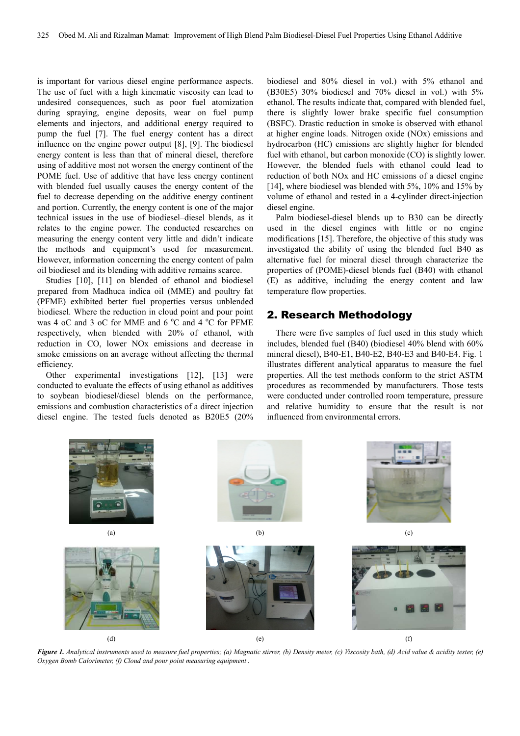is important for various diesel engine performance aspects. The use of fuel with a high kinematic viscosity can lead to undesired consequences, such as poor fuel atomization during spraying, engine deposits, wear on fuel pump elements and injectors, and additional energy required to pump the fuel [7]. The fuel energy content has a direct influence on the engine power output [8], [9]. The biodiesel energy content is less than that of mineral diesel, therefore using of additive most not worsen the energy continent of the POME fuel. Use of additive that have less energy continent with blended fuel usually causes the energy content of the fuel to decrease depending on the additive energy continent and portion. Currently, the energy content is one of the major technical issues in the use of biodiesel–diesel blends, as it relates to the engine power. The conducted researches on measuring the energy content very little and didn't indicate the methods and equipment's used for measurement. However, information concerning the energy content of palm oil biodiesel and its blending with additive remains scarce.

Studies [10], [11] on blended of ethanol and biodiesel prepared from Madhuca indica oil (MME) and poultry fat (PFME) exhibited better fuel properties versus unblended biodiesel. Where the reduction in cloud point and pour point was 4 oC and 3 oC for MME and 6 °C and 4 °C for PFME respectively, when blended with 20% of ethanol, with reduction in CO, lower NOx emissions and decrease in smoke emissions on an average without affecting the thermal efficiency.

Other experimental investigations [12], [13] were conducted to evaluate the effects of using ethanol as additives to soybean biodiesel/diesel blends on the performance, emissions and combustion characteristics of a direct injection diesel engine. The tested fuels denoted as B20E5 (20% biodiesel and 80% diesel in vol.) with 5% ethanol and (B30E5) 30% biodiesel and 70% diesel in vol.) with 5% ethanol. The results indicate that, compared with blended fuel, there is slightly lower brake specific fuel consumption (BSFC). Drastic reduction in smoke is observed with ethanol at higher engine loads. Nitrogen oxide (NOx) emissions and hydrocarbon (HC) emissions are slightly higher for blended fuel with ethanol, but carbon monoxide (CO) is slightly lower. However, the blended fuels with ethanol could lead to reduction of both NOx and HC emissions of a diesel engine [14], where biodiesel was blended with 5%, 10% and 15% by volume of ethanol and tested in a 4-cylinder direct-injection diesel engine.

Palm biodiesel-diesel blends up to B30 can be directly used in the diesel engines with little or no engine modifications [15]. Therefore, the objective of this study was investigated the ability of using the blended fuel B40 as alternative fuel for mineral diesel through characterize the properties of (POME)-diesel blends fuel (B40) with ethanol (E) as additive, including the energy content and law temperature flow properties.

## 2. Research Methodology

There were five samples of fuel used in this study which includes, blended fuel (B40) (biodiesel 40% blend with 60% mineral diesel), B40-E1, B40-E2, B40-E3 and B40-E4. Fig. 1 illustrates different analytical apparatus to measure the fuel properties. All the test methods conform to the strict ASTM procedures as recommended by manufacturers. Those tests were conducted under controlled room temperature, pressure and relative humidity to ensure that the result is not influenced from environmental errors.

(a) (b) (c)

(d) (e) (f)

***Figure 1.*** *Analytical instruments used to measure fuel properties; (a) Magnatic stirrer, (b) Density meter, (c) Viscosity bath, (d) Acid value & acidity tester, (e) Oxygen Bomb Calorimeter, (f) Cloud and pour point measuring equipment .*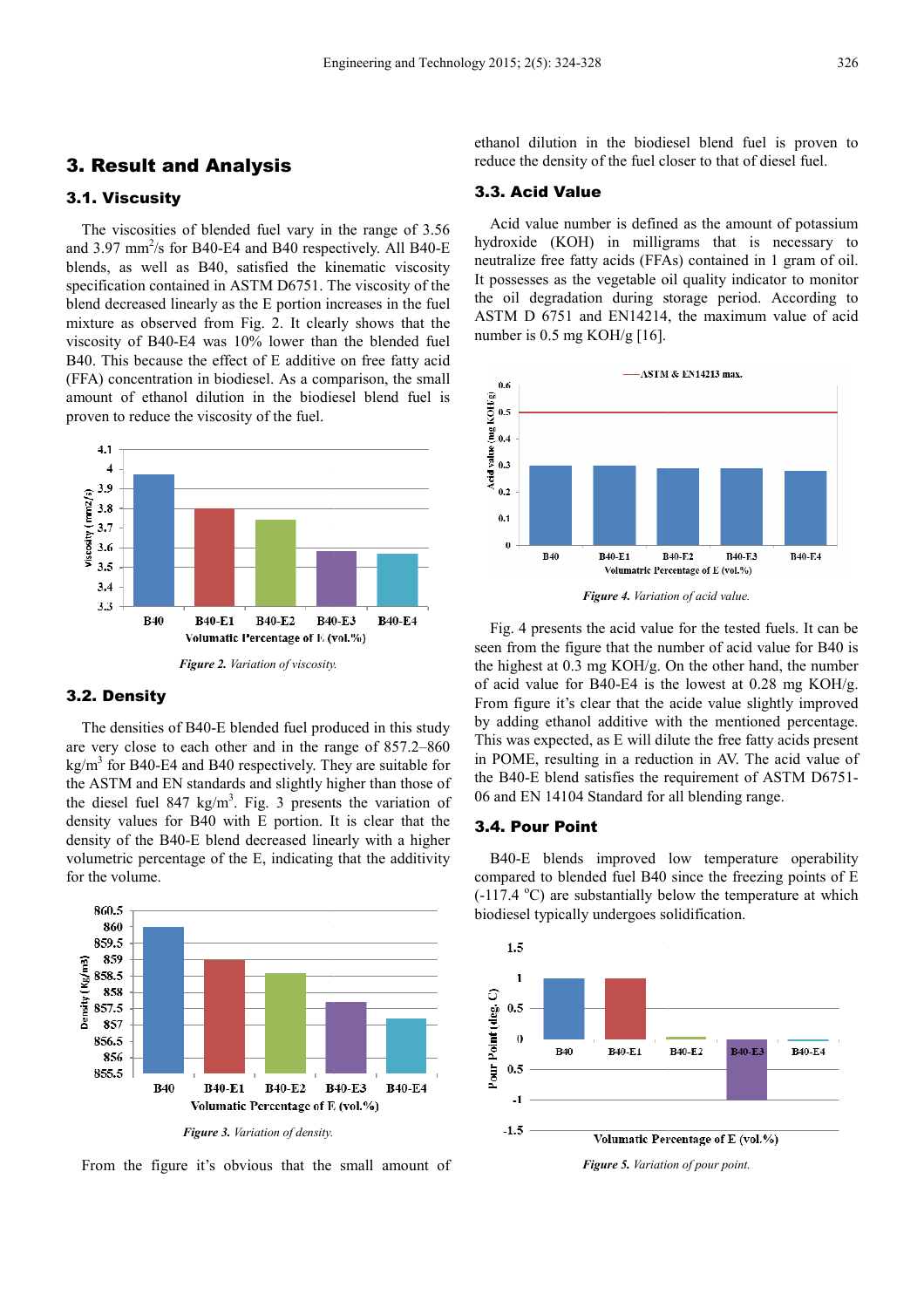## 3. Result and Analysis

### 3.1. Viscusity

The viscosities of blended fuel vary in the range of 3.56 and 3.97 $mm^2/s$ for B40-E4 and B40 respectively. All B40-E blends, as well as B40, satisfied the kinematic viscosity specification contained in ASTM D6751. The viscosity of the blend decreased linearly as the E portion increases in the fuel mixture as observed from Fig. 2. It clearly shows that the viscosity of B40-E4 was 10% lower than the blended fuel B40. This because the effect of E additive on free fatty acid (FFA) concentration in biodiesel. As a comparison, the small amount of ethanol dilution in the biodiesel blend fuel is proven to reduce the viscosity of the fuel.

*Figure 2. Variation of viscosity.*

### 3.2. Density

The densities of B40-E blended fuel produced in this study are very close to each other and in the range of 857.2–860 $kg/m^3$ for B40-E4 and B40 respectively. They are suitable for the ASTM and EN standards and slightly higher than those of the diesel fuel 847 $kg/m^3$. Fig. 3 presents the variation of density values for B40 with E portion. It is clear that the density of the B40-E blend decreased linearly with a higher volumetric percentage of the E, indicating that the additivity for the volume.

*Figure 3. Variation of density.*

From the figure it's obvious that the small amount of ethanol dilution in the biodiesel blend fuel is proven to reduce the density of the fuel closer to that of diesel fuel.

### 3.3. Acid Value

Acid value number is defined as the amount of potassium hydroxide (KOH) in milligrams that is necessary to neutralize free fatty acids (FFAs) contained in 1 gram of oil. It possesses as the vegetable oil quality indicator to monitor the oil degradation during storage period. According to ASTM D 6751 and EN14214, the maximum value of acid number is 0.5 mg KOH/g [16].

*Figure 4. Variation of acid value.*

Fig. 4 presents the acid value for the tested fuels. It can be seen from the figure that the number of acid value for B40 is the highest at 0.3 mg KOH/g. On the other hand, the number of acid value for B40-E4 is the lowest at 0.28 mg KOH/g. From figure it's clear that the acide value slightly improved by adding ethanol additive with the mentioned percentage. This was expected, as E will dilute the free fatty acids present in POME, resulting in a reduction in AV. The acid value of the B40-E blend satisfies the requirement of ASTM D6751-06 and EN 14104 Standard for all blending range.

### 3.4. Pour Point

B40-E blends improved low temperature operability compared to blended fuel B40 since the freezing points of E (-117.4 °C) are substantially below the temperature at which biodiesel typically undergoes solidification.

*Figure 5. Variation of pour point.*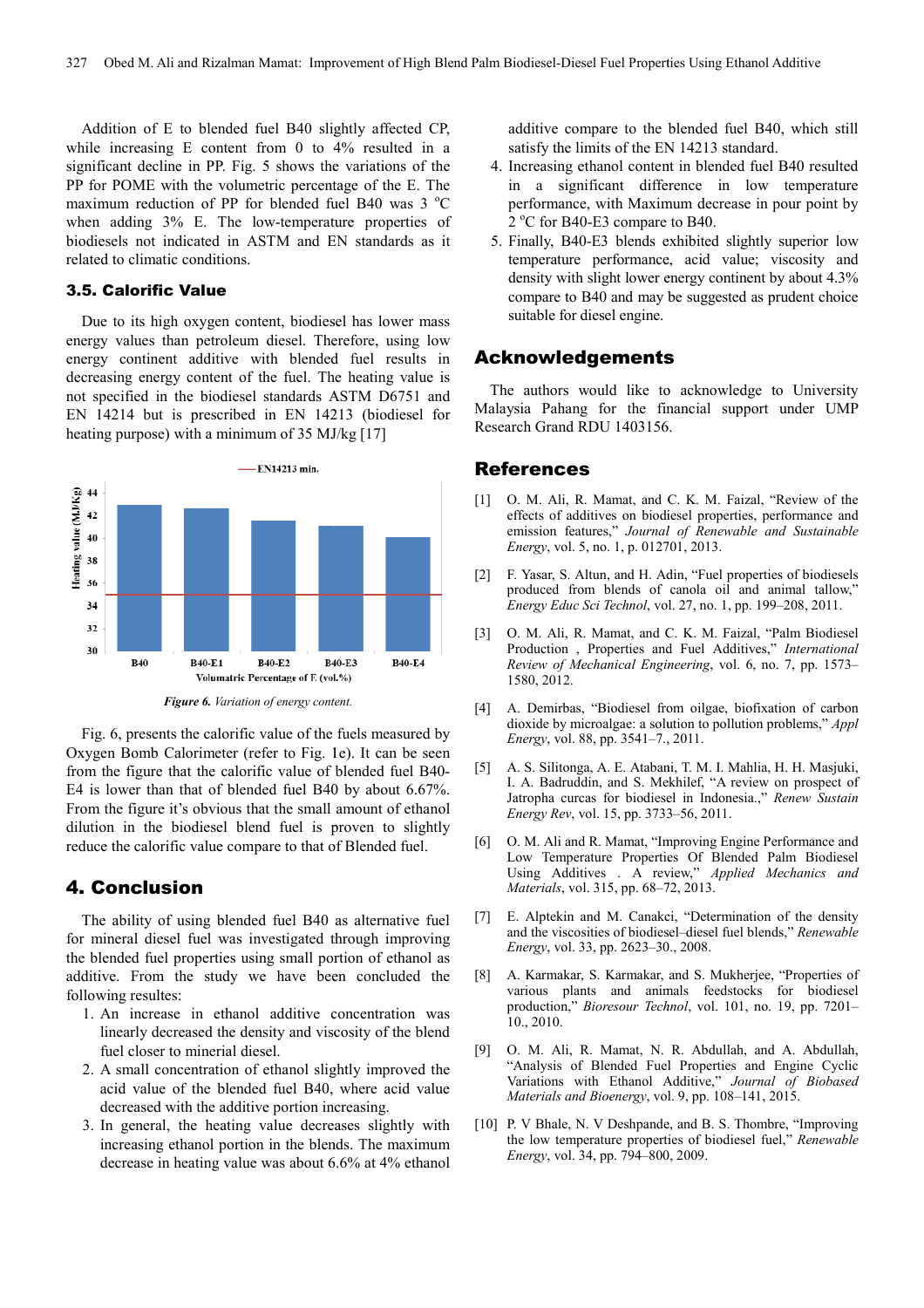Addition of E to blended fuel B40 slightly affected CP, while increasing E content from 0 to 4% resulted in a significant decline in PP. Fig. 5 shows the variations of the PP for POME with the volumetric percentage of the E. The maximum reduction of PP for blended fuel B40 was 3 °C when adding 3% E. The low-temperature properties of biodiesels not indicated in ASTM and EN standards as it related to climatic conditions.

### 3.5. Calorific Value

Due to its high oxygen content, biodiesel has lower mass energy values than petroleum diesel. Therefore, using low energy continent additive with blended fuel results in decreasing energy content of the fuel. The heating value is not specified in the biodiesel standards ASTM D6751 and EN 14214 but is prescribed in EN 14213 (biodiesel for heating purpose) with a minimum of 35 MJ/kg [17]

*Figure 6. Variation of energy content.*

Fig. 6, presents the calorific value of the fuels measured by Oxygen Bomb Calorimeter (refer to Fig. 1e). It can be seen from the figure that the calorific value of blended fuel B40-E4 is lower than that of blended fuel B40 by about 6.67%. From the figure it's obvious that the small amount of ethanol dilution in the biodiesel blend fuel is proven to slightly reduce the calorific value compare to that of Blended fuel.

## 4. Conclusion

The ability of using blended fuel B40 as alternative fuel for mineral diesel fuel was investigated through improving the blended fuel properties using small portion of ethanol as additive. From the study we have been concluded the following resultes:

1. An increase in ethanol additive concentration was linearly decreased the density and viscosity of the blend fuel closer to mineral diesel.
2. A small concentration of ethanol slightly improved the acid value of the blended fuel B40, where acid value decreased with the additive portion increasing.
3. In general, the heating value decreases slightly with increasing ethanol portion in the blends. The maximum decrease in heating value was about 6.6% at 4% ethanol additive compare to the blended fuel B40, which still satisfy the limits of the EN 14213 standard.
4. Increasing ethanol content in blended fuel B40 resulted in a significant difference in low temperature performance, with Maximum decrease in pour point by 2 °C for B40-E3 compare to B40.
5. Finally, B40-E3 blends exhibited slightly superior low temperature performance, acid value; viscosity and density with slight lower energy continent by about 4.3% compare to B40 and may be suggested as prudent choice suitable for diesel engine.

## Acknowledgements

The authors would like to acknowledge to University Malaysia Pahang for the financial support under UMP Research Grand RDU 1403156.

## References

[1] O. M. Ali, R. Mamat, and C. K. M. Faizal, "Review of the effects of additives on biodiesel properties, performance and emission features," *Journal of Renewable and Sustainable Energy*, vol. 5, no. 1, p. 012701, 2013.

[2] F. Yasar, S. Altun, and H. Adin, "Fuel properties of biodiesels produced from blends of canola oil and animal tallow," *Energy Educ Sci Technol*, vol. 27, no. 1, pp. 199–208, 2011.

[3] O. M. Ali, R. Mamat, and C. K. M. Faizal, "Palm Biodiesel Production , Properties and Fuel Additives," *International Review of Mechanical Engineering*, vol. 6, no. 7, pp. 1573–1580, 2012.

[4] A. Demirbas, "Biodiesel from oilgae, biofixation of carbon dioxide by microalgae: a solution to pollution problems," *Appl Energy*, vol. 88, pp. 3541–7., 2011.

[5] A. S. Silitonga, A. E. Atabani, T. M. I. Mahlia, H. H. Masjuki, I. A. Badruddin, and S. Mekhilef, "A review on prospect of Jatropha curcas for biodiesel in Indonesia.," *Renew Sustain Energy Rev*, vol. 15, pp. 3733–56, 2011.

[6] O. M. Ali and R. Mamat, "Improving Engine Performance and Low Temperature Properties Of Blended Palm Biodiesel Using Additives . A review," *Applied Mechanics and Materials*, vol. 315, pp. 68–72, 2013.

[7] E. Alptekin and M. Canakci, "Determination of the density and the viscosities of biodiesel–diesel fuel blends," *Renewable Energy*, vol. 33, pp. 2623–30., 2008.

[8] A. Karmakar, S. Karmakar, and S. Mukherjee, "Properties of various plants and animals feedstocks for biodiesel production," *Bioresour Technol*, vol. 101, no. 19, pp. 7201–10., 2010.

[9] O. M. Ali, R. Mamat, N. R. Abdullah, and A. Abdullah, "Analysis of Blended Fuel Properties and Engine Cyclic Variations with Ethanol Additive," *Journal of Biobased Materials and Bioenergy*, vol. 9, pp. 108–141, 2015.

[10] P. V Bhale, N. V Deshpande, and B. S. Thombre, "Improving the low temperature properties of biodiesel fuel," *Renewable Energy*, vol. 34, pp. 794–800, 2009.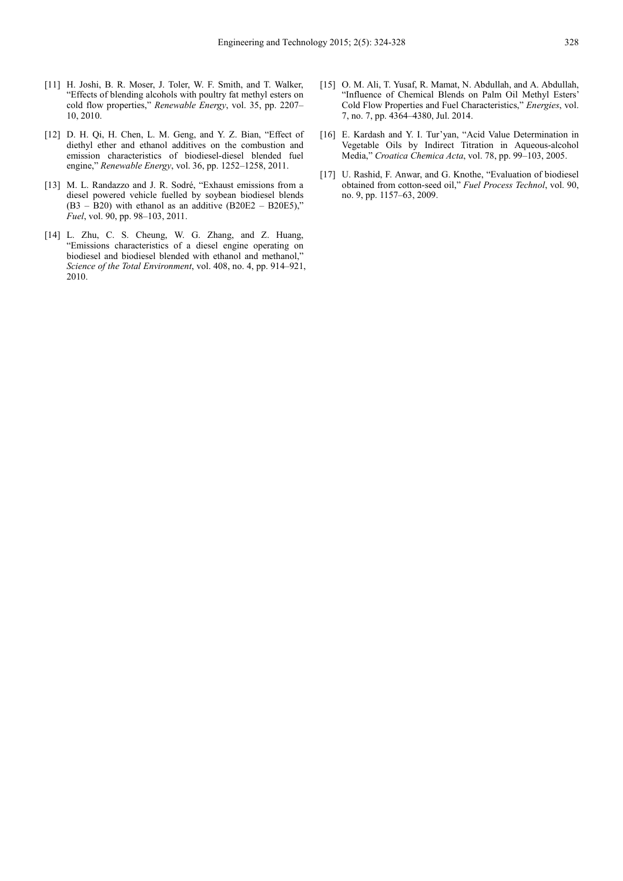[11] H. Joshi, B. R. Moser, J. Toler, W. F. Smith, and T. Walker, "Effects of blending alcohols with poultry fat methyl esters on cold flow properties," *Renewable Energy*, vol. 35, pp. 2207–10, 2010.

[12] D. H. Qi, H. Chen, L. M. Geng, and Y. Z. Bian, "Effect of diethyl ether and ethanol additives on the combustion and emission characteristics of biodiesel-diesel blended fuel engine," *Renewable Energy*, vol. 36, pp. 1252–1258, 2011.

[13] M. L. Randazzo and J. R. Sodré, "Exhaust emissions from a diesel powered vehicle fuelled by soybean biodiesel blends (B3 – B20) with ethanol as an additive (B20E2 – B20E5)," *Fuel*, vol. 90, pp. 98–103, 2011.

[14] L. Zhu, C. S. Cheung, W. G. Zhang, and Z. Huang, "Emissions characteristics of a diesel engine operating on biodiesel and biodiesel blended with ethanol and methanol," *Science of the Total Environment*, vol. 408, no. 4, pp. 914–921, 2010.

[15] O. M. Ali, T. Yusaf, R. Mamat, N. Abdullah, and A. Abdullah, "Influence of Chemical Blends on Palm Oil Methyl Esters' Cold Flow Properties and Fuel Characteristics," *Energies*, vol. 7, no. 7, pp. 4364–4380, Jul. 2014.

[16] E. Kardash and Y. I. Tur'yan, "Acid Value Determination in Vegetable Oils by Indirect Titration in Aqueous-alcohol Media," *Croatica Chemica Acta*, vol. 78, pp. 99–103, 2005.

[17] U. Rashid, F. Anwar, and G. Knothe, "Evaluation of biodiesel obtained from cotton-seed oil," *Fuel Process Technol*, vol. 90, no. 9, pp. 1157–63, 2009.